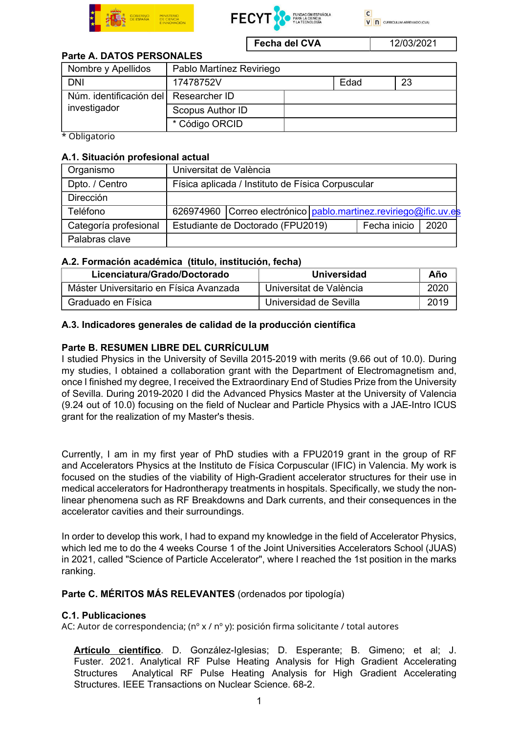| Fecha del CVA | 12/03/2021 |
|---|---|

## Parte A. DATOS PERSONALES

| Nombre y Apellidos | Pablo Martínez Reviriego | | |
|---|---|---|---|
| DNI | 17478752V | Edad | 23 |
| Núm. identificación del investigador | Researcher ID | | |
| | Scopus Author ID | | |
| | * Código ORCID | | |

\* Obligatorio

### A.1. Situación profesional actual

| Organismo | Universitat de València | | | |
|---|---|---|---|---|
| Dpto. / Centro | Física aplicada / Instituto de Física Corpuscular | | | |
| Dirección | | | | |
| Teléfono | 626974960 | Correo electrónico | pablo.martinez.reviriego@ific.uv.es | |
| Categoría profesional | Estudiante de Doctorado (FPU2019) | | Fecha inicio | 2020 |
| Palabras clave | | | | |

### A.2. Formación académica (titulo, institución, fecha)

| Licenciatura/Grado/Doctorado | Universidad | Año |
|---|---|---|
| Máster Universitario en Física Avanzada | Universitat de València | 2020 |
| Graduado en Física | Universidad de Sevilla | 2019 |

### A.3. Indicadores generales de calidad de la producción científica

## Parte B. RESUMEN LIBRE DEL CURRÍCULUM

I studied Physics in the University of Sevilla 2015-2019 with merits (9.66 out of 10.0). During my studies, I obtained a collaboration grant with the Department of Electromagnetism and, once I finished my degree, I received the Extraordinary End of Studies Prize from the University of Sevilla. During 2019-2020 I did the Advanced Physics Master at the University of Valencia (9.24 out of 10.0) focusing on the field of Nuclear and Particle Physics with a JAE-Intro ICUS grant for the realization of my Master's thesis.

Currently, I am in my first year of PhD studies with a FPU2019 grant in the group of RF and Accelerators Physics at the Instituto de Física Corpuscular (IFIC) in Valencia. My work is focused on the studies of the viability of High-Gradient accelerator structures for their use in medical accelerators for Hadrontherapy treatments in hospitals. Specifically, we study the non-linear phenomena such as RF Breakdowns and Dark currents, and their consequences in the accelerator cavities and their surroundings.

In order to develop this work, I had to expand my knowledge in the field of Accelerator Physics, which led me to do the 4 weeks Course 1 of the Joint Universities Accelerators School (JUAS) in 2021, called "Science of Particle Accelerator", where I reached the 1st position in the marks ranking.

## Parte C. MÉRITOS MÁS RELEVANTES (ordenados por tipología)

### C.1. Publicaciones

AC: Autor de correspondencia; (nº x / nº y): posición firma solicitante / total autores

**Artículo científico**. D. González-Iglesias; D. Esperante; B. Gimeno; et al; J. Fuster. 2021. Analytical RF Pulse Heating Analysis for High Gradient Accelerating Structures Analytical RF Pulse Heating Analysis for High Gradient Accelerating Structures. IEEE Transactions on Nuclear Science. 68-2.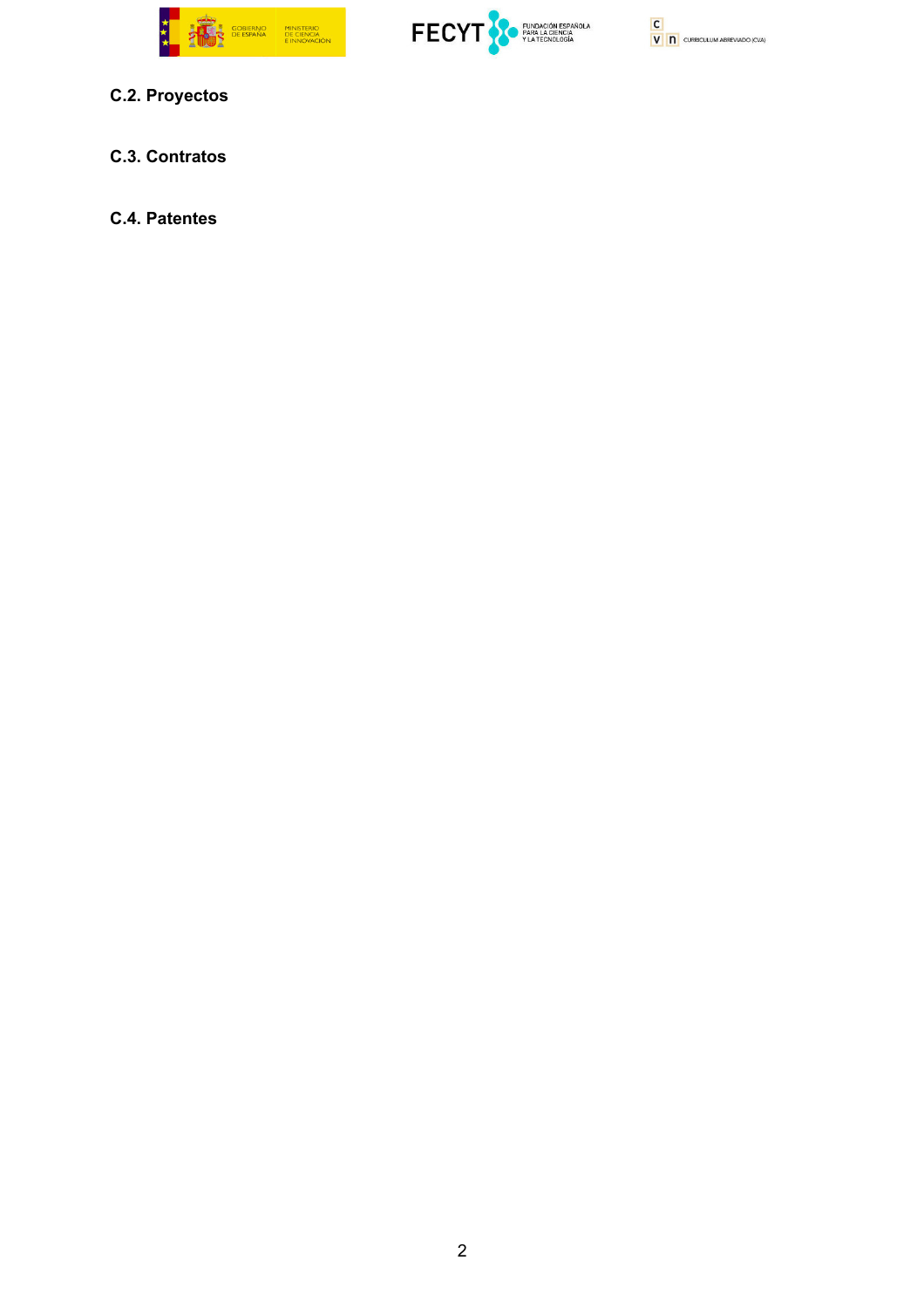**C.2. Proyectos**

**C.3. Contratos**

**C.4. Patentes**